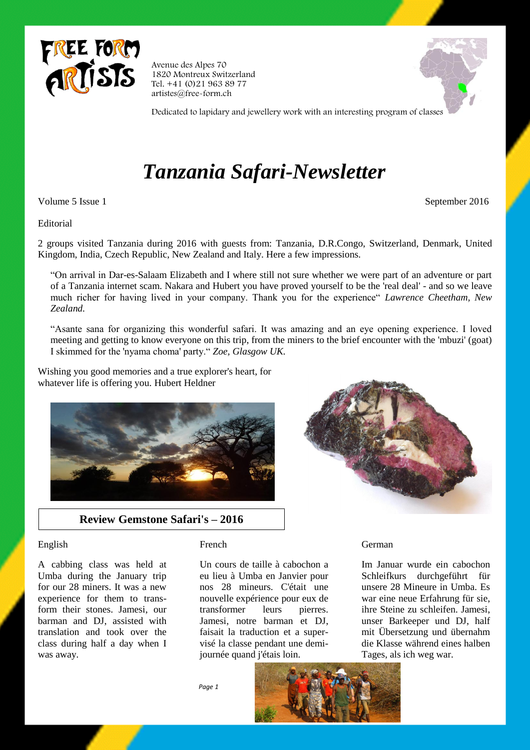FREE FORM ARTISTS

Avenue des Alpes 70
1820 Montreux Switzerland
Tel. +41 (0)21 963 89 77
artistes@free-form.ch

Dedicated to lapidary and jewellery work with an interesting program of classes

# *Tanzania Safari-Newsletter*

Volume 5 Issue 1

September 2016

Editorial

2 groups visited Tanzania during 2016 with guests from: Tanzania, D.R.Congo, Switzerland, Denmark, United Kingdom, India, Czech Republic, New Zealand and Italy. Here a few impressions.

> "On arrival in Dar-es-Salaam Elizabeth and I where still not sure whether we were part of an adventure or part of a Tanzania internet scam. Nakara and Hubert you have proved yourself to be the 'real deal' - and so we leave much richer for having lived in your company. Thank you for the experience" *Lawrence Cheetham, New Zealand.*

> "Asante sana for organizing this wonderful safari. It was amazing and an eye opening experience. I loved meeting and getting to know everyone on this trip, from the miners to the brief encounter with the 'mbuzi' (goat) I skimmed for the 'nyama choma' party." *Zoe, Glasgow UK.*

Wishing you good memories and a true explorer's heart, for whatever life is offering you. Hubert Heldner

## **Review Gemstone Safari's – 2016**

English

A cabbing class was held at Umba during the January trip for our 28 miners. It was a new experience for them to transform their stones. Jamesi, our barman and DJ, assisted with translation and took over the class during half a day when I was away.

French

Un cours de taille à cabochon a eu lieu à Umba en Janvier pour nos 28 mineurs. C'était une nouvelle expérience pour eux de transformer leurs pierres. Jamesi, notre barman et DJ, faisait la traduction et a supervisé la classe pendant une demi-journée quand j'étais loin.

German

Im Januar wurde ein cabochon Schleifkurs durchgeführt für unsere 28 Mineure in Umba. Es war eine neue Erfahrung für sie, ihre Steine zu schleifen. Jamesi, unser Barkeeper und DJ, half mit Übersetzung und übernahm die Klasse während eines halben Tages, als ich weg war.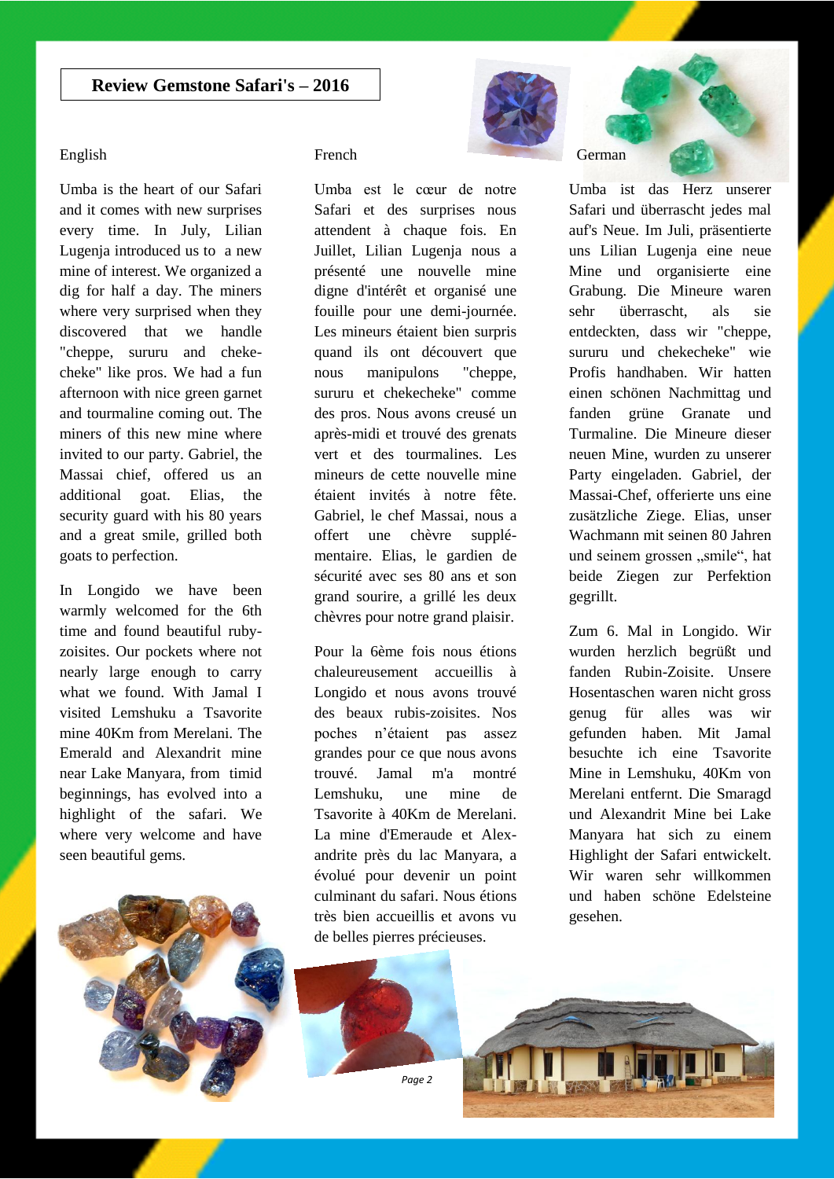# Review Gemstone Safari's – 2016

English

Umba is the heart of our Safari and it comes with new surprises every time. In July, Lilian Lugenja introduced us to a new mine of interest. We organized a dig for half a day. The miners where very surprised when they discovered that we handle "cheppe, sururu and cheke-cheke" like pros. We had a fun afternoon with nice green garnet and tourmaline coming out. The miners of this new mine where invited to our party. Gabriel, the Massai chief, offered us an additional goat. Elias, the security guard with his 80 years and a great smile, grilled both goats to perfection.

In Longido we have been warmly welcomed for the 6th time and found beautiful ruby-zoisites. Our pockets where not nearly large enough to carry what we found. With Jamal I visited Lemshuku a Tsavorite mine 40Km from Merelani. The Emerald and Alexandrit mine near Lake Manyara, from timid beginnings, has evolved into a highlight of the safari. We where very welcome and have seen beautiful gems.

French

Umba est le cœur de notre Safari et des surprises nous attendent à chaque fois. En Juillet, Lilian Lugenja nous a présenté une nouvelle mine digne d'intérêt et organisé une fouille pour une demi-journée. Les mineurs étaient bien surpris quand ils ont découvert que nous manipulons "cheppe, sururu et chekecheke" comme des pros. Nous avons creusé un après-midi et trouvé des grenats vert et des tourmalines. Les mineurs de cette nouvelle mine étaient invités à notre fête. Gabriel, le chef Massai, nous a offert une chèvre supplé-mentaire. Elias, le gardien de sécurité avec ses 80 ans et son grand sourire, a grillé les deux chèvres pour notre grand plaisir.

Pour la 6ème fois nous étions chaleureusement accueillis à Longido et nous avons trouvé des beaux rubis-zoisites. Nos poches n'étaient pas assez grandes pour ce que nous avons trouvé. Jamal m'a montré Lemshuku, une mine de Tsavorite à 40Km de Merelani. La mine d'Emeraude et Alex-andrite près du lac Manyara, a évolué pour devenir un point culminant du safari. Nous étions très bien accueillis et avons vu de belles pierres précieuses.

German

Umba ist das Herz unserer Safari und überrascht jedes mal auf's Neue. Im Juli, präsentierte uns Lilian Lugenja eine neue Mine und organisierte eine Grabung. Die Mineure waren sehr überrascht, als sie entdeckten, dass wir "cheppe, sururu und chekecheke" wie Profis handhaben. Wir hatten einen schönen Nachmittag und fanden grüne Granate und Turmaline. Die Mineure dieser neuen Mine, wurden zu unserer Party eingeladen. Gabriel, der Massai-Chef, offerierte uns eine zusätzliche Ziege. Elias, unser Wachmann mit seinen 80 Jahren und seinem grossen „smile", hat beide Ziegen zur Perfektion gegrillt.

Zum 6. Mal in Longido. Wir wurden herzlich begrüßt und fanden Rubin-Zoisite. Unsere Hosentaschen waren nicht gross genug für alles was wir gefunden haben. Mit Jamal besuchte ich eine Tsavorite Mine in Lemshuku, 40Km von Merelani entfernt. Die Smaragd und Alexandrit Mine bei Lake Manyara hat sich zu einem Highlight der Safari entwickelt. Wir waren sehr willkommen und haben schöne Edelsteine gesehen.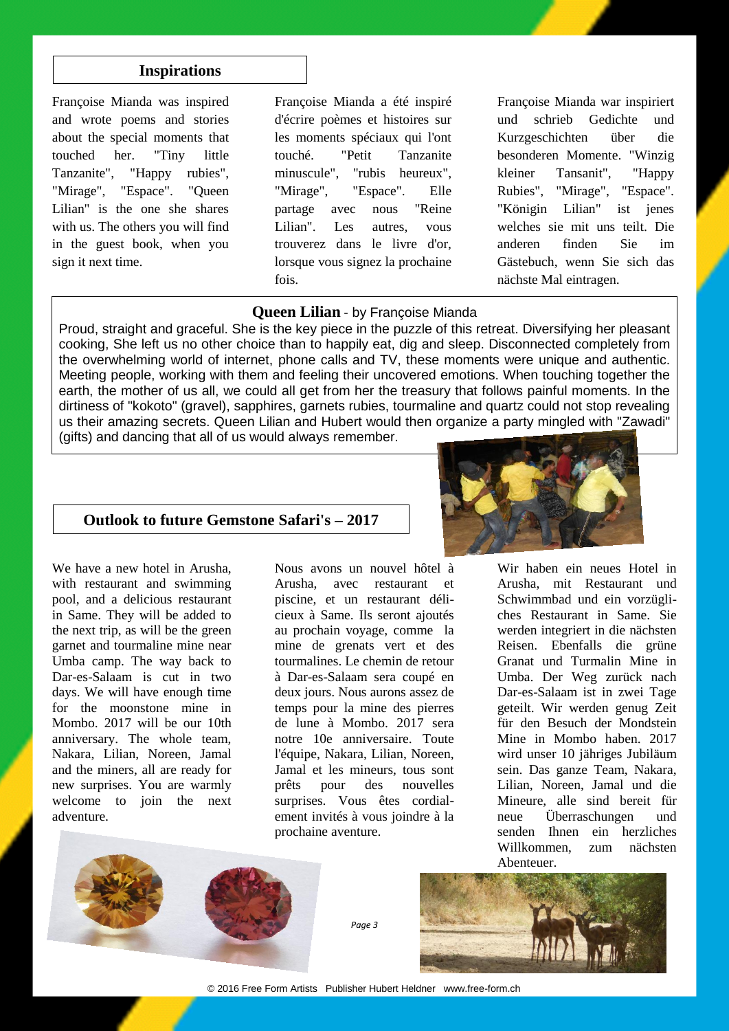## Inspirations

Françoise Mianda was inspired and wrote poems and stories about the special moments that touched her. "Tiny little Tanzanite", "Happy rubies", "Mirage", "Espace". "Queen Lilian" is the one she shares with us. The others you will find in the guest book, when you sign it next time.

Françoise Mianda a été inspiré d'écrire poèmes et histoires sur les moments spéciaux qui l'ont touché. "Petit Tanzanite minuscule", "rubis heureux", "Mirage", "Espace". Elle partage avec nous "Reine Lilian". Les autres, vous trouverez dans le livre d'or, lorsque vous signez la prochaine fois.

Françoise Mianda war inspiriert und schrieb Gedichte und Kurzgeschichten über die besonderen Momente. "Winzig kleiner Tansanit", "Happy Rubies", "Mirage", "Espace". "Königin Lilian" ist jenes welches sie mit uns teilt. Die anderen finden Sie im Gästebuch, wenn Sie sich das nächste Mal eintragen.

### Queen Lilian - by Françoise Mianda

Proud, straight and graceful. She is the key piece in the puzzle of this retreat. Diversifying her pleasant cooking, She left us no other choice than to happily eat, dig and sleep. Disconnected completely from the overwhelming world of internet, phone calls and TV, these moments were unique and authentic. Meeting people, working with them and feeling their uncovered emotions. When touching together the earth, the mother of us all, we could all get from her the treasury that follows painful moments. In the dirtiness of "kokoto" (gravel), sapphires, garnets rubies, tourmaline and quartz could not stop revealing us their amazing secrets. Queen Lilian and Hubert would then organize a party mingled with "Zawadi" (gifts) and dancing that all of us would always remember.

## Outlook to future Gemstone Safari's – 2017

We have a new hotel in Arusha, with restaurant and swimming pool, and a delicious restaurant in Same. They will be added to the next trip, as will be the green garnet and tourmaline mine near Umba camp. The way back to Dar-es-Salaam is cut in two days. We will have enough time for the moonstone mine in Mombo. 2017 will be our 10th anniversary. The whole team, Nakara, Lilian, Noreen, Jamal and the miners, all are ready for new surprises. You are warmly welcome to join the next adventure.

Nous avons un nouvel hôtel à Arusha, avec restaurant et piscine, et un restaurant délicieux à Same. Ils seront ajoutés au prochain voyage, comme la mine de grenats vert et des tourmalines. Le chemin de retour à Dar-es-Salaam sera coupé en deux jours. Nous aurons assez de temps pour la mine des pierres de lune à Mombo. 2017 sera notre 10e anniversaire. Toute l'équipe, Nakara, Lilian, Noreen, Jamal et les mineurs, tous sont prêts pour des nouvelles surprises. Vous êtes cordialement invités à vous joindre à la prochaine aventure.

Wir haben ein neues Hotel in Arusha, mit Restaurant und Schwimmbad und ein vorzügliches Restaurant in Same. Sie werden integriert in die nächsten Reisen. Ebenfalls die grüne Granat und Turmalin Mine in Umba. Der Weg zurück nach Dar-es-Salaam ist in zwei Tage geteilt. Wir werden genug Zeit für den Besuch der Mondstein Mine in Mombo haben. 2017 wird unser 10 jähriges Jubiläum sein. Das ganze Team, Nakara, Lilian, Noreen, Jamal und die Mineure, alle sind bereit für neue Überraschungen und senden Ihnen ein herzliches Willkommen, zum nächsten Abenteuer.

© 2016 Free Form Artists Publisher Hubert Heldner www.free-form.ch